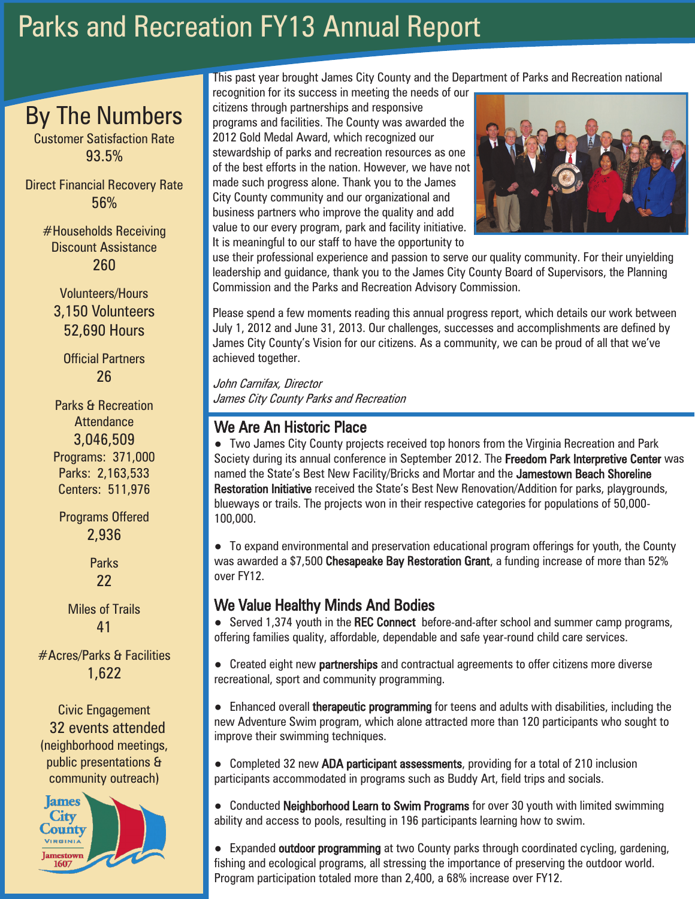# Parks and Recreation FY13 Annual Report

## By The Numbers

Customer Satisfaction Rate
93.5%

Direct Financial Recovery Rate
56%

#Households Receiving Discount Assistance
260

Volunteers/Hours
3,150 Volunteers
52,690 Hours

Official Partners
26

Parks & Recreation Attendance
3,046,509
Programs: 371,000
Parks: 2,163,533
Centers: 511,976

Programs Offered
2,936

Parks
22

Miles of Trails
41

#Acres/Parks & Facilities
1,622

Civic Engagement
32 events attended
(neighborhood meetings, public presentations & community outreach)

James City County Virginia Jamestown 1607

This past year brought James City County and the Department of Parks and Recreation national recognition for its success in meeting the needs of our citizens through partnerships and responsive programs and facilities. The County was awarded the 2012 Gold Medal Award, which recognized our stewardship of parks and recreation resources as one of the best efforts in the nation. However, we have not made such progress alone. Thank you to the James City County community and our organizational and business partners who improve the quality and add value to our every program, park and facility initiative. It is meaningful to our staff to have the opportunity to use their professional experience and passion to serve our quality community. For their unyielding leadership and guidance, thank you to the James City County Board of Supervisors, the Planning Commission and the Parks and Recreation Advisory Commission.

Please spend a few moments reading this annual progress report, which details our work between July 1, 2012 and June 31, 2013. Our challenges, successes and accomplishments are defined by James City County's Vision for our citizens. As a community, we can be proud of all that we've achieved together.

*John Carnifax, Director*
*James City County Parks and Recreation*

## We Are An Historic Place

- Two James City County projects received top honors from the Virginia Recreation and Park Society during its annual conference in September 2012. The **Freedom Park Interpretive Center** was named the State's Best New Facility/Bricks and Mortar and the **Jamestown Beach Shoreline Restoration Initiative** received the State's Best New Renovation/Addition for parks, playgrounds, blueways or trails. The projects won in their respective categories for populations of 50,000-100,000.

- To expand environmental and preservation educational program offerings for youth, the County was awarded a $7,500 **Chesapeake Bay Restoration Grant**, a funding increase of more than 52% over FY12.

## We Value Healthy Minds And Bodies

- Served 1,374 youth in the **REC Connect** before-and-after school and summer camp programs, offering families quality, affordable, dependable and safe year-round child care services.

- Created eight new **partnerships** and contractual agreements to offer citizens more diverse recreational, sport and community programming.

- Enhanced overall **therapeutic programming** for teens and adults with disabilities, including the new Adventure Swim program, which alone attracted more than 120 participants who sought to improve their swimming techniques.

- Completed 32 new **ADA participant assessments**, providing for a total of 210 inclusion participants accommodated in programs such as Buddy Art, field trips and socials.

- Conducted **Neighborhood Learn to Swim Programs** for over 30 youth with limited swimming ability and access to pools, resulting in 196 participants learning how to swim.

- Expanded **outdoor programming** at two County parks through coordinated cycling, gardening, fishing and ecological programs, all stressing the importance of preserving the outdoor world. Program participation totaled more than 2,400, a 68% increase over FY12.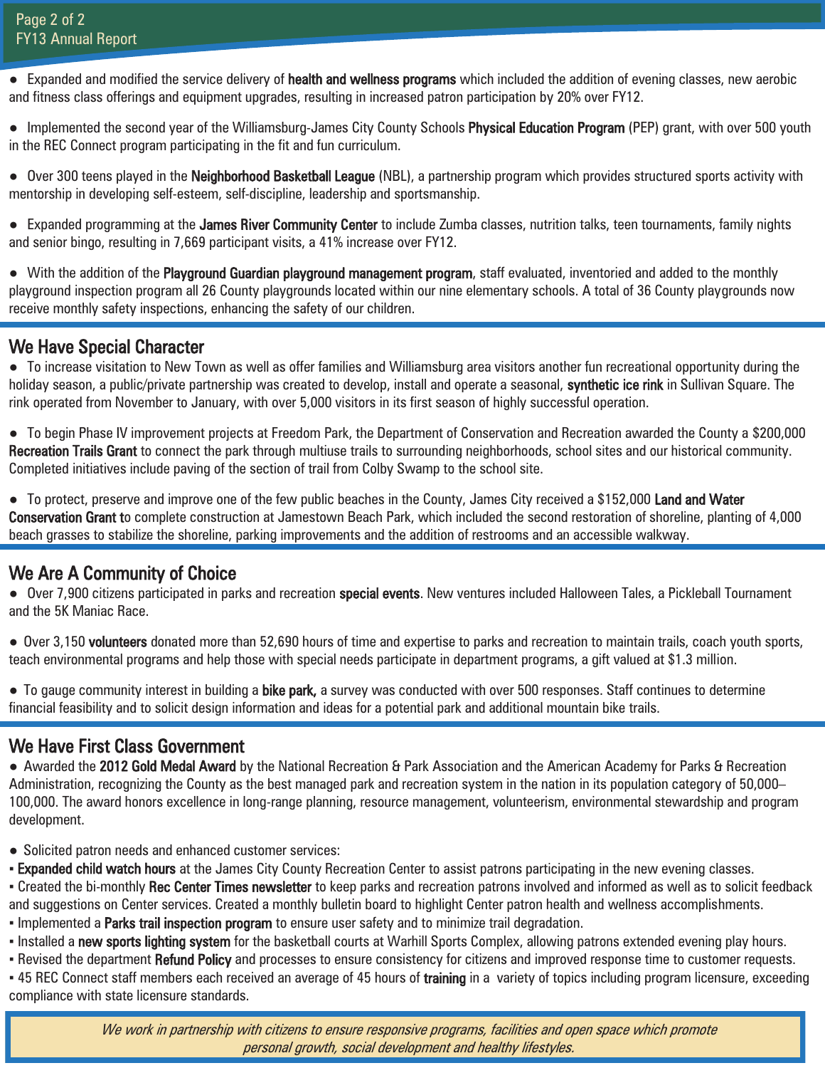- Expanded and modified the service delivery of **health and wellness programs** which included the addition of evening classes, new aerobic and fitness class offerings and equipment upgrades, resulting in increased patron participation by 20% over FY12.

- Implemented the second year of the Williamsburg-James City County Schools **Physical Education Program** (PEP) grant, with over 500 youth in the REC Connect program participating in the fit and fun curriculum.

- Over 300 teens played in the **Neighborhood Basketball League** (NBL), a partnership program which provides structured sports activity with mentorship in developing self-esteem, self-discipline, leadership and sportsmanship.

- Expanded programming at the **James River Community Center** to include Zumba classes, nutrition talks, teen tournaments, family nights and senior bingo, resulting in 7,669 participant visits, a 41% increase over FY12.

- With the addition of the **Playground Guardian playground management program**, staff evaluated, inventoried and added to the monthly playground inspection program all 26 County playgrounds located within our nine elementary schools. A total of 36 County playgrounds now receive monthly safety inspections, enhancing the safety of our children.

## We Have Special Character

- To increase visitation to New Town as well as offer families and Williamsburg area visitors another fun recreational opportunity during the holiday season, a public/private partnership was created to develop, install and operate a seasonal, **synthetic ice rink** in Sullivan Square. The rink operated from November to January, with over 5,000 visitors in its first season of highly successful operation.

- To begin Phase IV improvement projects at Freedom Park, the Department of Conservation and Recreation awarded the County a $200,000 **Recreation Trails Grant** to connect the park through multiuse trails to surrounding neighborhoods, school sites and our historical community. Completed initiatives include paving of the section of trail from Colby Swamp to the school site.

- To protect, preserve and improve one of the few public beaches in the County, James City received a $152,000 **Land and Water Conservation Grant t**o complete construction at Jamestown Beach Park, which included the second restoration of shoreline, planting of 4,000 beach grasses to stabilize the shoreline, parking improvements and the addition of restrooms and an accessible walkway.

## We Are A Community of Choice

- Over 7,900 citizens participated in parks and recreation **special events**. New ventures included Halloween Tales, a Pickleball Tournament and the 5K Maniac Race.

- Over 3,150 **volunteers** donated more than 52,690 hours of time and expertise to parks and recreation to maintain trails, coach youth sports, teach environmental programs and help those with special needs participate in department programs, a gift valued at $1.3 million.

- To gauge community interest in building a **bike park,** a survey was conducted with over 500 responses. Staff continues to determine financial feasibility and to solicit design information and ideas for a potential park and additional mountain bike trails.

## We Have First Class Government

- Awarded the **2012 Gold Medal Award** by the National Recreation & Park Association and the American Academy for Parks & Recreation Administration, recognizing the County as the best managed park and recreation system in the nation in its population category of 50,000–100,000. The award honors excellence in long-range planning, resource management, volunteerism, environmental stewardship and program development.

- Solicited patron needs and enhanced customer services:
  - **Expanded child watch hours** at the James City County Recreation Center to assist patrons participating in the new evening classes.
  - Created the bi-monthly **Rec Center Times newsletter** to keep parks and recreation patrons involved and informed as well as to solicit feedback and suggestions on Center services. Created a monthly bulletin board to highlight Center patron health and wellness accomplishments.
  - Implemented a **Parks trail inspection program** to ensure user safety and to minimize trail degradation.
  - Installed a **new sports lighting system** for the basketball courts at Warhill Sports Complex, allowing patrons extended evening play hours.
  - Revised the department **Refund Policy** and processes to ensure consistency for citizens and improved response time to customer requests.
  - 45 REC Connect staff members each received an average of 45 hours of **training** in a variety of topics including program licensure, exceeding compliance with state licensure standards.

*We work in partnership with citizens to ensure responsive programs, facilities and open space which promote personal growth, social development and healthy lifestyles.*